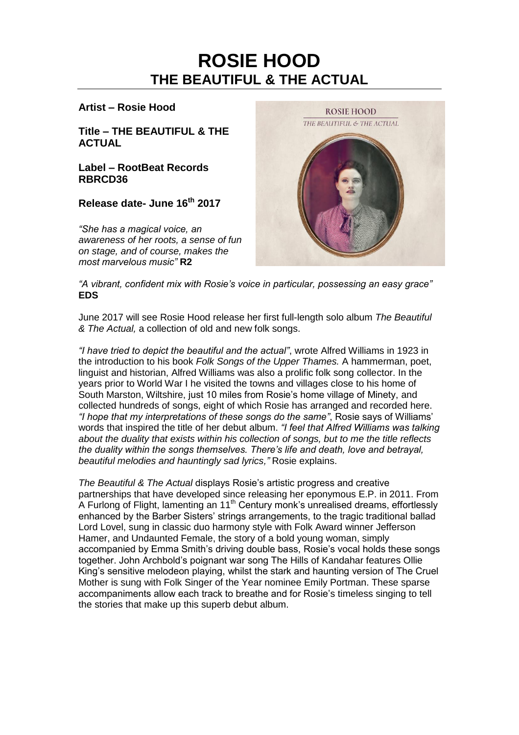# ROSIE HOOD
## THE BEAUTIFUL & THE ACTUAL

**Artist – Rosie Hood**

**Title – THE BEAUTIFUL & THE ACTUAL**

**Label – RootBeat Records RBRCD36**

**Release date- June 16th 2017**

*"She has a magical voice, an awareness of her roots, a sense of fun on stage, and of course, makes the most marvelous music"* **R2**

*"A vibrant, confident mix with Rosie's voice in particular, possessing an easy grace"* **EDS**

June 2017 will see Rosie Hood release her first full-length solo album *The Beautiful & The Actual,* a collection of old and new folk songs.

*"I have tried to depict the beautiful and the actual"*, wrote Alfred Williams in 1923 in the introduction to his book *Folk Songs of the Upper Thames.* A hammerman, poet, linguist and historian, Alfred Williams was also a prolific folk song collector. In the years prior to World War I he visited the towns and villages close to his home of South Marston, Wiltshire, just 10 miles from Rosie's home village of Minety, and collected hundreds of songs, eight of which Rosie has arranged and recorded here. *"I hope that my interpretations of these songs do the same"*, Rosie says of Williams' words that inspired the title of her debut album. *"I feel that Alfred Williams was talking about the duality that exists within his collection of songs, but to me the title reflects the duality within the songs themselves. There's life and death, love and betrayal, beautiful melodies and hauntingly sad lyrics,"* Rosie explains.

*The Beautiful & The Actual* displays Rosie's artistic progress and creative partnerships that have developed since releasing her eponymous E.P. in 2011. From A Furlong of Flight, lamenting an 11th Century monk's unrealised dreams, effortlessly enhanced by the Barber Sisters' strings arrangements, to the tragic traditional ballad Lord Lovel, sung in classic duo harmony style with Folk Award winner Jefferson Hamer, and Undaunted Female, the story of a bold young woman, simply accompanied by Emma Smith's driving double bass, Rosie's vocal holds these songs together. John Archbold's poignant war song The Hills of Kandahar features Ollie King's sensitive melodeon playing, whilst the stark and haunting version of The Cruel Mother is sung with Folk Singer of the Year nominee Emily Portman. These sparse accompaniments allow each track to breathe and for Rosie's timeless singing to tell the stories that make up this superb debut album.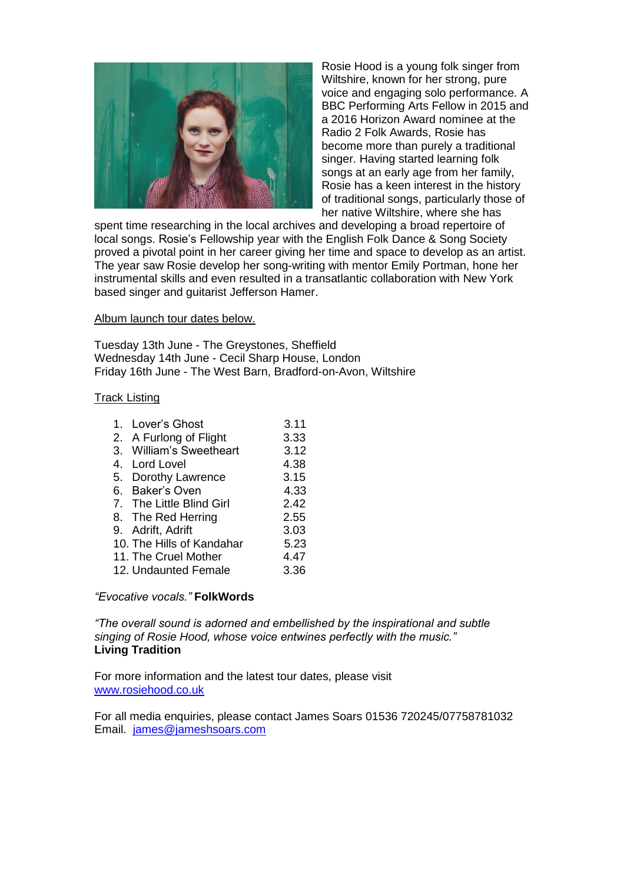Rosie Hood is a young folk singer from Wiltshire, known for her strong, pure voice and engaging solo performance. A BBC Performing Arts Fellow in 2015 and a 2016 Horizon Award nominee at the Radio 2 Folk Awards, Rosie has become more than purely a traditional singer. Having started learning folk songs at an early age from her family, Rosie has a keen interest in the history of traditional songs, particularly those of her native Wiltshire, where she has spent time researching in the local archives and developing a broad repertoire of local songs. Rosie's Fellowship year with the English Folk Dance & Song Society proved a pivotal point in her career giving her time and space to develop as an artist. The year saw Rosie develop her song-writing with mentor Emily Portman, hone her instrumental skills and even resulted in a transatlantic collaboration with New York based singer and guitarist Jefferson Hamer.

Album launch tour dates below.

Tuesday 13th June - The Greystones, Sheffield
Wednesday 14th June - Cecil Sharp House, London
Friday 16th June - The West Barn, Bradford-on-Avon, Wiltshire

Track Listing

| | |
|---|---|
| 1. Lover's Ghost | 3.11 |
| 2. A Furlong of Flight | 3.33 |
| 3. William's Sweetheart | 3.12 |
| 4. Lord Lovel | 4.38 |
| 5. Dorothy Lawrence | 3.15 |
| 6. Baker's Oven | 4.33 |
| 7. The Little Blind Girl | 2.42 |
| 8. The Red Herring | 2.55 |
| 9. Adrift, Adrift | 3.03 |
| 10. The Hills of Kandahar | 5.23 |
| 11. The Cruel Mother | 4.47 |
| 12. Undaunted Female | 3.36 |

*"Evocative vocals."* **FolkWords**

*"The overall sound is adorned and embellished by the inspirational and subtle singing of Rosie Hood, whose voice entwines perfectly with the music."*
**Living Tradition**

For more information and the latest tour dates, please visit
www.rosiehood.co.uk

For all media enquiries, please contact James Soars 01536 720245/07758781032
Email. james@jameshsoars.com